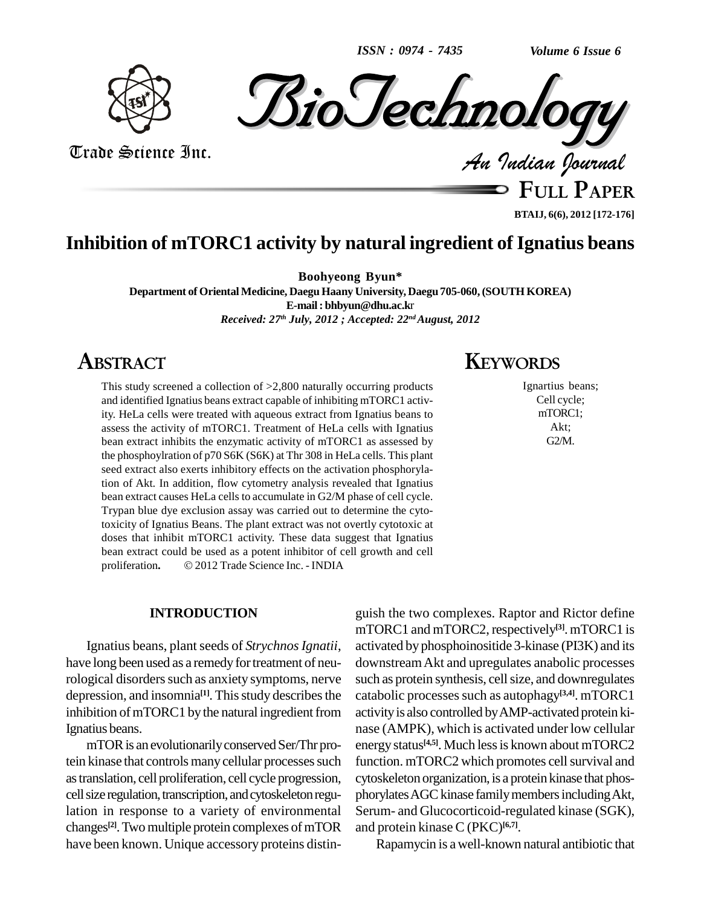# Inhibition of mTORC1 activity by natural ingredient of Ignatius beans

**Boohyeong Byun***

**Department of Oriental Medicine, Daegu Haany University, Daegu 705-060, (SOUTH KOREA)**

**E-mail : bhbyun@dhu.ac.kr**

*Received: 27th July, 2012 ; Accepted: 22nd August, 2012*

## ABSTRACT

This study screened a collection of >2,800 naturally occurring products and identified Ignatius beans extract capable of inhibiting mTORC1 activity. HeLa cells were treated with aqueous extract from Ignatius beans to assess the activity of mTORC1. Treatment of HeLa cells with Ignatius bean extract inhibits the enzymatic activity of mTORC1 as assessed by the phosphoylration of p70 S6K (S6K) at Thr 308 in HeLa cells. This plant seed extract also exerts inhibitory effects on the activation phosphorylation of Akt. In addition, flow cytometry analysis revealed that Ignatius bean extract causes HeLa cells to accumulate in G2/M phase of cell cycle. Trypan blue dye exclusion assay was carried out to determine the cytotoxicity of Ignatius Beans. The plant extract was not overtly cytotoxic at doses that inhibit mTORC1 activity. These data suggest that Ignatius bean extract could be used as a potent inhibitor of cell growth and cell proliferation**.** © 2012 Trade Science Inc. - INDIA

## KEYWORDS

Ignartius beans;
Cell cycle;
mTORC1;
Akt;
G2/M.

## INTRODUCTION

Ignatius beans, plant seeds of *Strychnos Ignatii*, have long been used as a remedy for treatment of neurological disorders such as anxiety symptoms, nerve depression, and insomnia[1]. This study describes the inhibition of mTORC1 by the natural ingredient from Ignatius beans.

mTOR is an evolutionarily conserved Ser/Thr protein kinase that controls many cellular processes such as translation, cell proliferation, cell cycle progression, cell size regulation, transcription, and cytoskeleton regulation in response to a variety of environmental changes[2]. Two multiple protein complexes of mTOR have been known. Unique accessory proteins distinguish the two complexes. Raptor and Rictor define mTORC1 and mTORC2, respectively[3]. mTORC1 is activated by phosphoinositide 3-kinase (PI3K) and its downstream Akt and upregulates anabolic processes such as protein synthesis, cell size, and downregulates catabolic processes such as autophagy[3,4]. mTORC1 activity is also controlled by AMP-activated protein kinase (AMPK), which is activated under low cellular energy status[4,5]. Much less is known about mTORC2 function. mTORC2 which promotes cell survival and cytoskeleton organization, is a protein kinase that phosphorylates AGC kinase family members including Akt, Serum- and Glucocorticoid-regulated kinase (SGK), and protein kinase C (PKC)[6,7].

Rapamycin is a well-known natural antibiotic that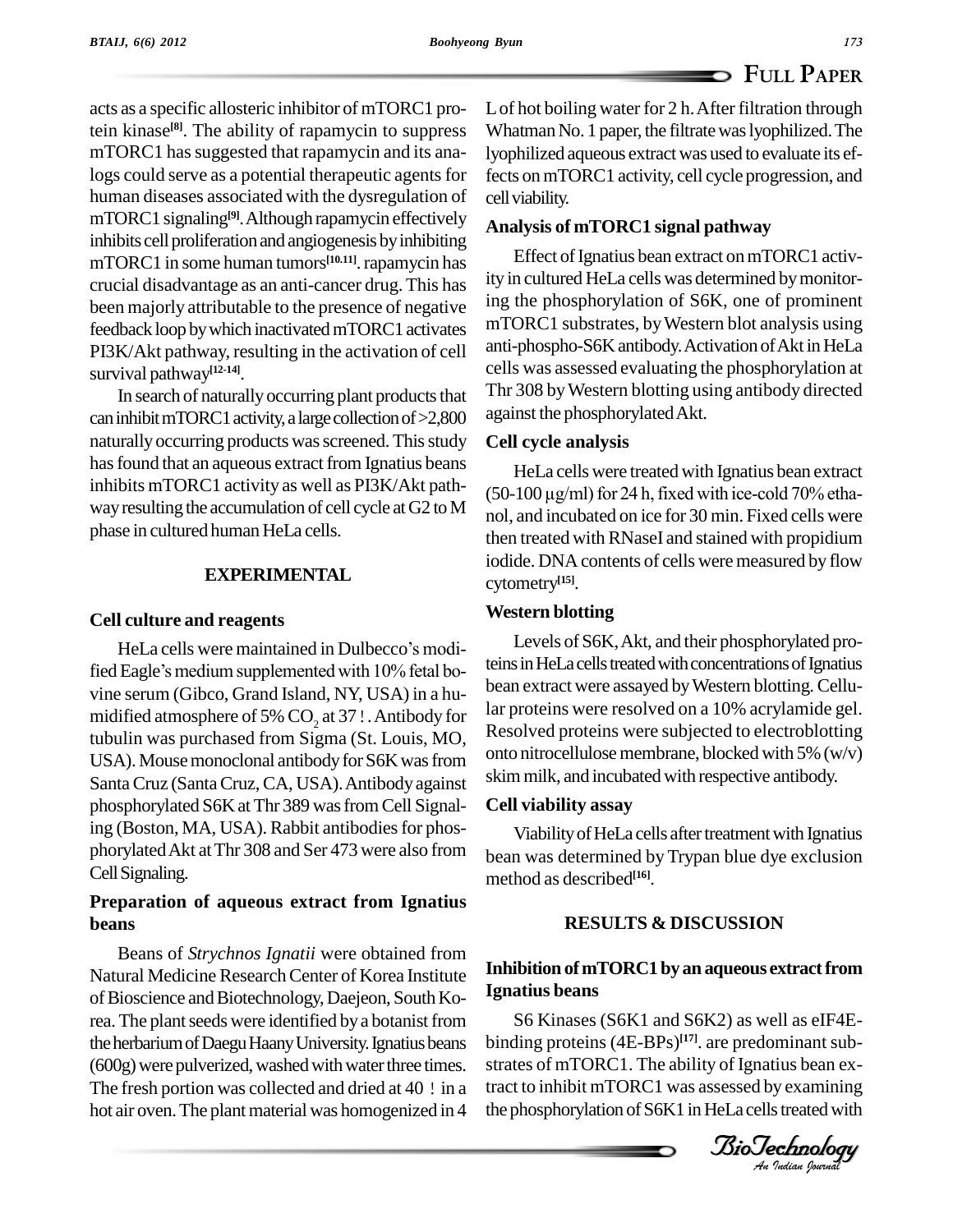acts as a specific allosteric inhibitor of mTORC1 protein kinase[8]. The ability of rapamycin to suppress mTORC1 has suggested that rapamycin and its analogs could serve as a potential therapeutic agents for human diseases associated with the dysregulation of mTORC1 signaling[9]. Although rapamycin effectively inhibits cell proliferation and angiogenesis by inhibiting mTORC1 in some human tumors[10,11], rapamycin has crucial disadvantage as an anti-cancer drug. This has been majorly attributable to the presence of negative feedback loop by which inactivated mTORC1 activates PI3K/Akt pathway, resulting in the activation of cell survival pathway[12-14].

In search of naturally occurring plant products that can inhibit mTORC1 activity, a large collection of >2,800 naturally occurring products was screened. This study has found that an aqueous extract from Ignatius beans inhibits mTORC1 activity as well as PI3K/Akt pathway resulting the accumulation of cell cycle at G2 to M phase in cultured human HeLa cells.

## EXPERIMENTAL

### Cell culture and reagents

HeLa cells were maintained in Dulbecco's modified Eagle's medium supplemented with 10% fetal bovine serum (Gibco, Grand Island, NY, USA) in a humidified atmosphere of 5% $CO_2$ at 37 !. Antibody for tubulin was purchased from Sigma (St. Louis, MO, USA). Mouse monoclonal antibody for S6K was from Santa Cruz (Santa Cruz, CA, USA). Antibody against phosphorylated S6K at Thr 389 was from Cell Signaling (Boston, MA, USA). Rabbit antibodies for phosphorylated Akt at Thr 308 and Ser 473 were also from Cell Signaling.

### Preparation of aqueous extract from Ignatius beans

Beans of *Strychnos Ignatii* were obtained from Natural Medicine Research Center of Korea Institute of Bioscience and Biotechnology, Daejeon, South Korea. The plant seeds were identified by a botanist from the herbarium of Daegu Haany University. Ignatius beans (600g) were pulverized, washed with water three times. The fresh portion was collected and dried at 40 ! in a hot air oven. The plant material was homogenized in 4 L of hot boiling water for 2 h. After filtration through Whatman No. 1 paper, the filtrate was lyophilized. The lyophilized aqueous extract was used to evaluate its effects on mTORC1 activity, cell cycle progression, and cell viability.

### Analysis of mTORC1 signal pathway

Effect of Ignatius bean extract on mTORC1 activity in cultured HeLa cells was determined by monitoring the phosphorylation of S6K, one of prominent mTORC1 substrates, by Western blot analysis using anti-phospho-S6K antibody. Activation of Akt in HeLa cells was assessed evaluating the phosphorylation at Thr 308 by Western blotting using antibody directed against the phosphorylated Akt.

### Cell cycle analysis

HeLa cells were treated with Ignatius bean extract (50-100 μg/ml) for 24 h, fixed with ice-cold 70% ethanol, and incubated on ice for 30 min. Fixed cells were then treated with RNaseI and stained with propidium iodide. DNA contents of cells were measured by flow cytometry[15].

### Western blotting

Levels of S6K, Akt, and their phosphorylated proteins in HeLa cells treated with concentrations of Ignatius bean extract were assayed by Western blotting. Cellular proteins were resolved on a 10% acrylamide gel. Resolved proteins were subjected to electroblotting onto nitrocellulose membrane, blocked with 5% (w/v) skim milk, and incubated with respective antibody.

### Cell viability assay

Viability of HeLa cells after treatment with Ignatius bean was determined by Trypan blue dye exclusion method as described[16].

## RESULTS & DISCUSSION

### Inhibition of mTORC1 by an aqueous extract from Ignatius beans

S6 Kinases (S6K1 and S6K2) as well as eIF4E-binding proteins (4E-BPs)[17], are predominant substrates of mTORC1. The ability of Ignatius bean extract to inhibit mTORC1 was assessed by examining the phosphorylation of S6K1 in HeLa cells treated with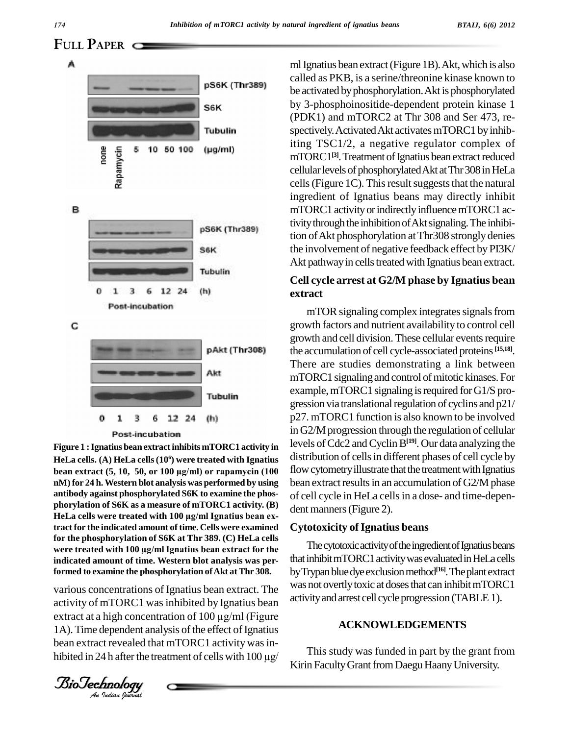Figure 1 : Ignatius bean extract inhibits mTORC1 activity in HeLa cells. (A) HeLa cells ($10^6$) were treated with Ignatius bean extract (5, 10, 50, or 100 μg/ml) or rapamycin (100 nM) for 24 h. Western blot analysis was performed by using antibody against phosphorylated S6K to examine the phosphorylation of S6K as a measure of mTORC1 activity. (B) HeLa cells were treated with 100 μg/ml Ignatius bean extract for the indicated amount of time. Cells were examined for the phosphorylation of S6K at Thr 389. (C) HeLa cells were treated with 100 μg/ml Ignatius bean extract for the indicated amount of time. Western blot analysis was performed to examine the phosphorylation of Akt at Thr 308.

various concentrations of Ignatius bean extract. The activity of mTORC1 was inhibited by Ignatius bean extract at a high concentration of 100 μg/ml (Figure 1A). Time dependent analysis of the effect of Ignatius bean extract revealed that mTORC1 activity was inhibited in 24 h after the treatment of cells with 100 μg/ml Ignatius bean extract (Figure 1B). Akt, which is also called as PKB, is a serine/threonine kinase known to be activated by phosphorylation. Akt is phosphorylated by 3-phosphoinositide-dependent protein kinase 1 (PDK1) and mTORC2 at Thr 308 and Ser 473, respectively. Activated Akt activates mTORC1 by inhibiting TSC1/2, a negative regulator complex of mTORC1[3]. Treatment of Ignatius bean extract reduced cellular levels of phosphorylated Akt at Thr 308 in HeLa cells (Figure 1C). This result suggests that the natural ingredient of Ignatius beans may directly inhibit mTORC1 activity or indirectly influence mTORC1 activity through the inhibition of Akt signaling. The inhibition of Akt phosphorylation at Thr308 strongly denies the involvement of negative feedback effect by PI3K/Akt pathway in cells treated with Ignatius bean extract.

## Cell cycle arrest at G2/M phase by Ignatius bean extract

mTOR signaling complex integrates signals from growth factors and nutrient availability to control cell growth and cell division. These cellular events require the accumulation of cell cycle-associated proteins [15,18]. There are studies demonstrating a link between mTORC1 signaling and control of mitotic kinases. For example, mTORC1 signaling is required for G1/S progression via translational regulation of cyclins and p21/p27. mTORC1 function is also known to be involved in G2/M progression through the regulation of cellular levels of Cdc2 and Cyclin B[19]. Our data analyzing the distribution of cells in different phases of cell cycle by flow cytometry illustrate that the treatment with Ignatius bean extract results in an accumulation of G2/M phase of cell cycle in HeLa cells in a dose- and time-dependent manners (Figure 2).

## Cytotoxicity of Ignatius beans

The cytotoxic activity of the ingredient of Ignatius beans that inhibit mTORC1 activity was evaluated in HeLa cells by Trypan blue dye exclusion method[16]. The plant extract was not overtly toxic at doses that can inhibit mTORC1 activity and arrest cell cycle progression (TABLE 1).

## ACKNOWLEDGEMENTS

This study was funded in part by the grant from Kirin Faculty Grant from Daegu Haany University.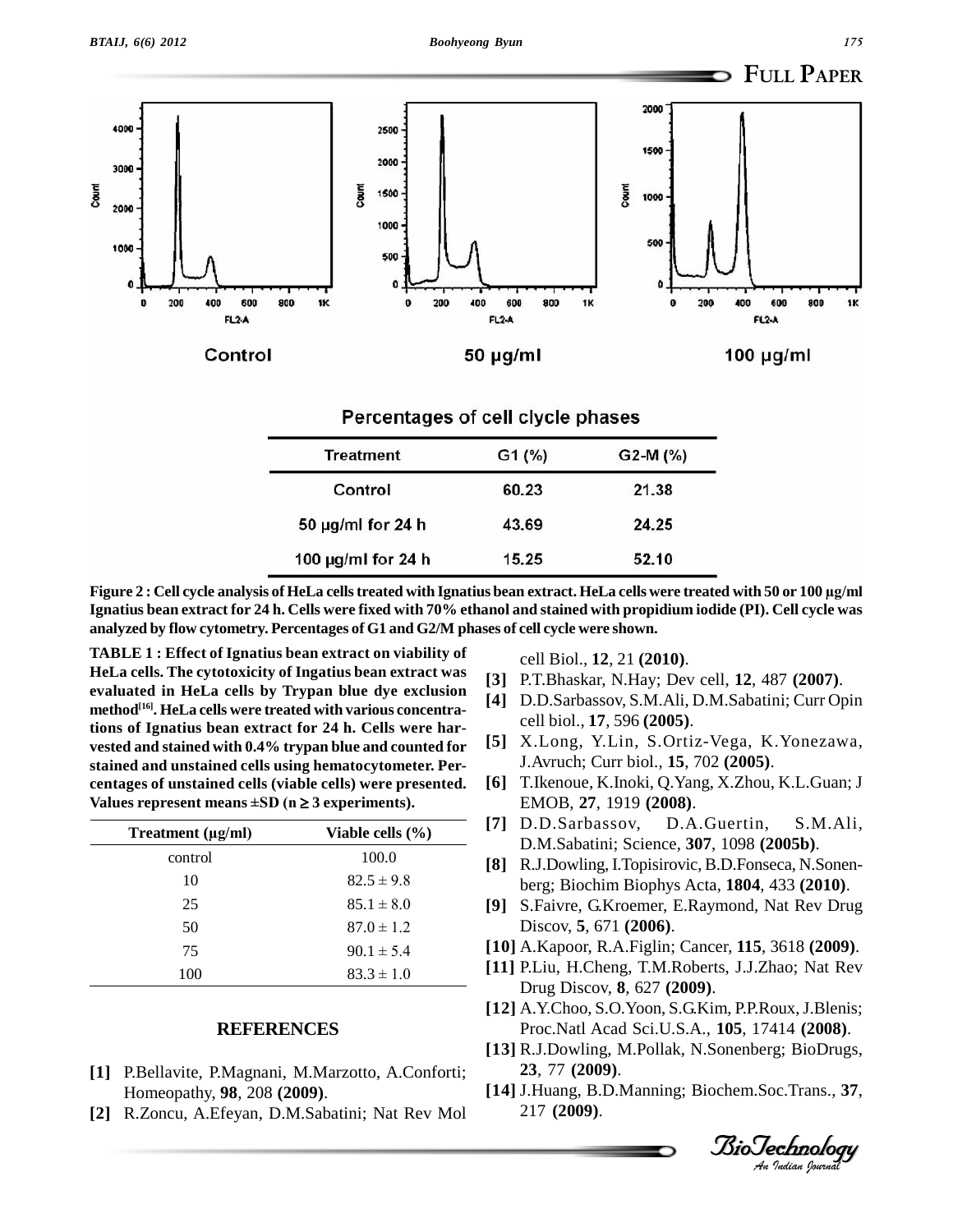Control

50 μg/ml

100 μg/ml

Percentages of cell clycle phases

| Treatment | G1 (%) | G2-M (%) |
|---|---|---|
| Control | 60.23 | 21.38 |
| 50 μg/ml for 24 h | 43.69 | 24.25 |
| 100 μg/ml for 24 h | 15.25 | 52.10 |

**Figure 2 : Cell cycle analysis of HeLa cells treated with Ignatius bean extract. HeLa cells were treated with 50 or 100 μg/ml Ignatius bean extract for 24 h. Cells were fixed with 70% ethanol and stained with propidium iodide (PI). Cell cycle was analyzed by flow cytometry. Percentages of G1 and G2/M phases of cell cycle were shown.**

**TABLE 1 : Effect of Ignatius bean extract on viability of HeLa cells. The cytotoxicity of Ingatius bean extract was evaluated in HeLa cells by Trypan blue dye exclusion method[16]. HeLa cells were treated with various concentrations of Ignatius bean extract for 24 h. Cells were harvested and stained with 0.4% trypan blue and counted for stained and unstained cells using hematocytometer. Percentages of unstained cells (viable cells) were presented. Values represent means ±SD (n ≥ 3 experiments).**

| Treatment (μg/ml) | Viable cells (%) |
|---|---|
| control | 100.0 |
| 10 | 82.5 ± 9.8 |
| 25 | 85.1 ± 8.0 |
| 50 | 87.0 ± 1.2 |
| 75 | 90.1 ± 5.4 |
| 100 | 83.3 ± 1.0 |

## REFERENCES

**[1]** P.Bellavite, P.Magnani, M.Marzotto, A.Conforti; Homeopathy, **98**, 208 **(2009)**.

**[2]** R.Zoncu, A.Efeyan, D.M.Sabatini; Nat Rev Mol cell Biol., **12**, 21 **(2010)**.

**[3]** P.T.Bhaskar, N.Hay; Dev cell, **12**, 487 **(2007)**.

**[4]** D.D.Sarbassov, S.M.Ali, D.M.Sabatini; Curr Opin cell biol., **17**, 596 **(2005)**.

**[5]** X.Long, Y.Lin, S.Ortiz-Vega, K.Yonezawa, J.Avruch; Curr biol., **15**, 702 **(2005)**.

**[6]** T.Ikenoue, K.Inoki, Q.Yang, X.Zhou, K.L.Guan; J EMOB, **27**, 1919 **(2008)**.

**[7]** D.D.Sarbassov, D.A.Guertin, S.M.Ali, D.M.Sabatini; Science, **307**, 1098 **(2005b)**.

**[8]** R.J.Dowling, I.Topisirovic, B.D.Fonseca, N.Sonenberg; Biochim Biophys Acta, **1804**, 433 **(2010)**.

**[9]** S.Faivre, G.Kroemer, E.Raymond, Nat Rev Drug Discov, **5**, 671 **(2006)**.

**[10]** A.Kapoor, R.A.Figlin; Cancer, **115**, 3618 **(2009)**.

**[11]** P.Liu, H.Cheng, T.M.Roberts, J.J.Zhao; Nat Rev Drug Discov, **8**, 627 **(2009)**.

**[12]** A.Y.Choo, S.O.Yoon, S.G.Kim, P.P.Roux, J.Blenis; Proc.Natl Acad Sci.U.S.A., **105**, 17414 **(2008)**.

**[13]** R.J.Dowling, M.Pollak, N.Sonenberg; BioDrugs, **23**, 77 **(2009)**.

**[14]** J.Huang, B.D.Manning; Biochem.Soc.Trans., **37**, 217 **(2009)**.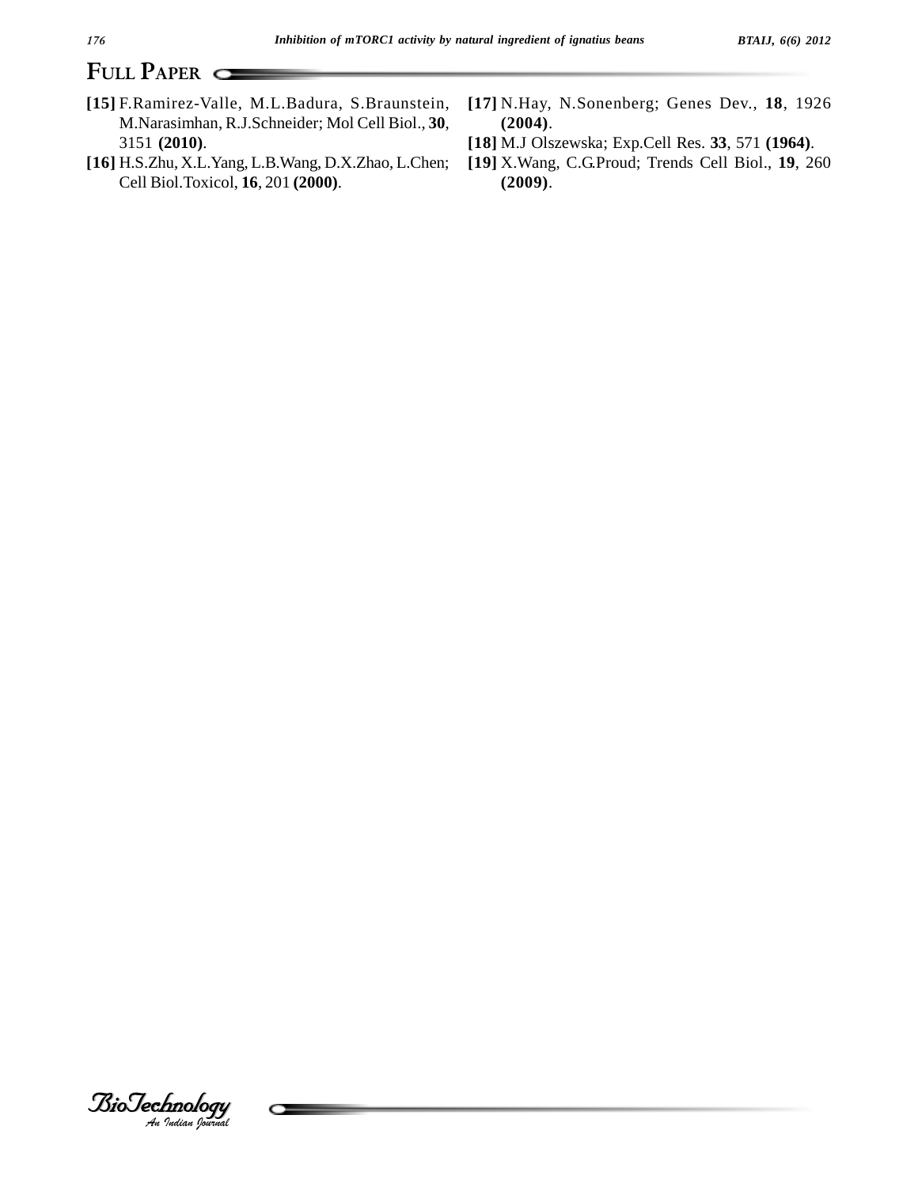[15] F.Ramirez-Valle, M.L.Badura, S.Braunstein, M.Narasimhan, R.J.Schneider; Mol Cell Biol., **30**, 3151 **(2010)**.

[16] H.S.Zhu, X.L.Yang, L.B.Wang, D.X.Zhao, L.Chen; Cell Biol.Toxicol, **16**, 201 **(2000)**.

[17] N.Hay, N.Sonenberg; Genes Dev., **18**, 1926 **(2004)**.

[18] M.J Olszewska; Exp.Cell Res. **33**, 571 **(1964)**.

[19] X.Wang, C.G.Proud; Trends Cell Biol., **19**, 260 **(2009)**.